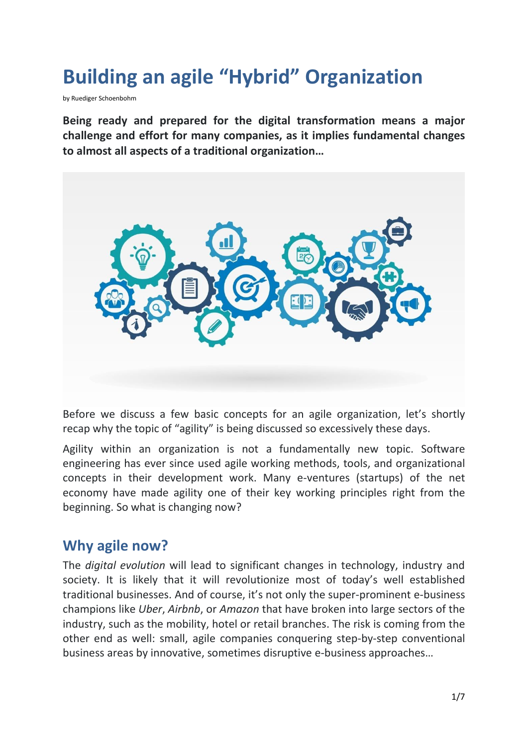# Building an agile "Hybrid" Organization

by Ruediger Schoenbohm

**Being ready and prepared for the digital transformation means a major challenge and effort for many companies, as it implies fundamental changes to almost all aspects of a traditional organization…**

Before we discuss a few basic concepts for an agile organization, let's shortly recap why the topic of "agility" is being discussed so excessively these days.

Agility within an organization is not a fundamentally new topic. Software engineering has ever since used agile working methods, tools, and organizational concepts in their development work. Many e-ventures (startups) of the net economy have made agility one of their key working principles right from the beginning. So what is changing now?

## Why agile now?

The *digital evolution* will lead to significant changes in technology, industry and society. It is likely that it will revolutionize most of today's well established traditional businesses. And of course, it's not only the super-prominent e-business champions like *Uber*, *Airbnb*, or *Amazon* that have broken into large sectors of the industry, such as the mobility, hotel or retail branches. The risk is coming from the other end as well: small, agile companies conquering step-by-step conventional business areas by innovative, sometimes disruptive e-business approaches…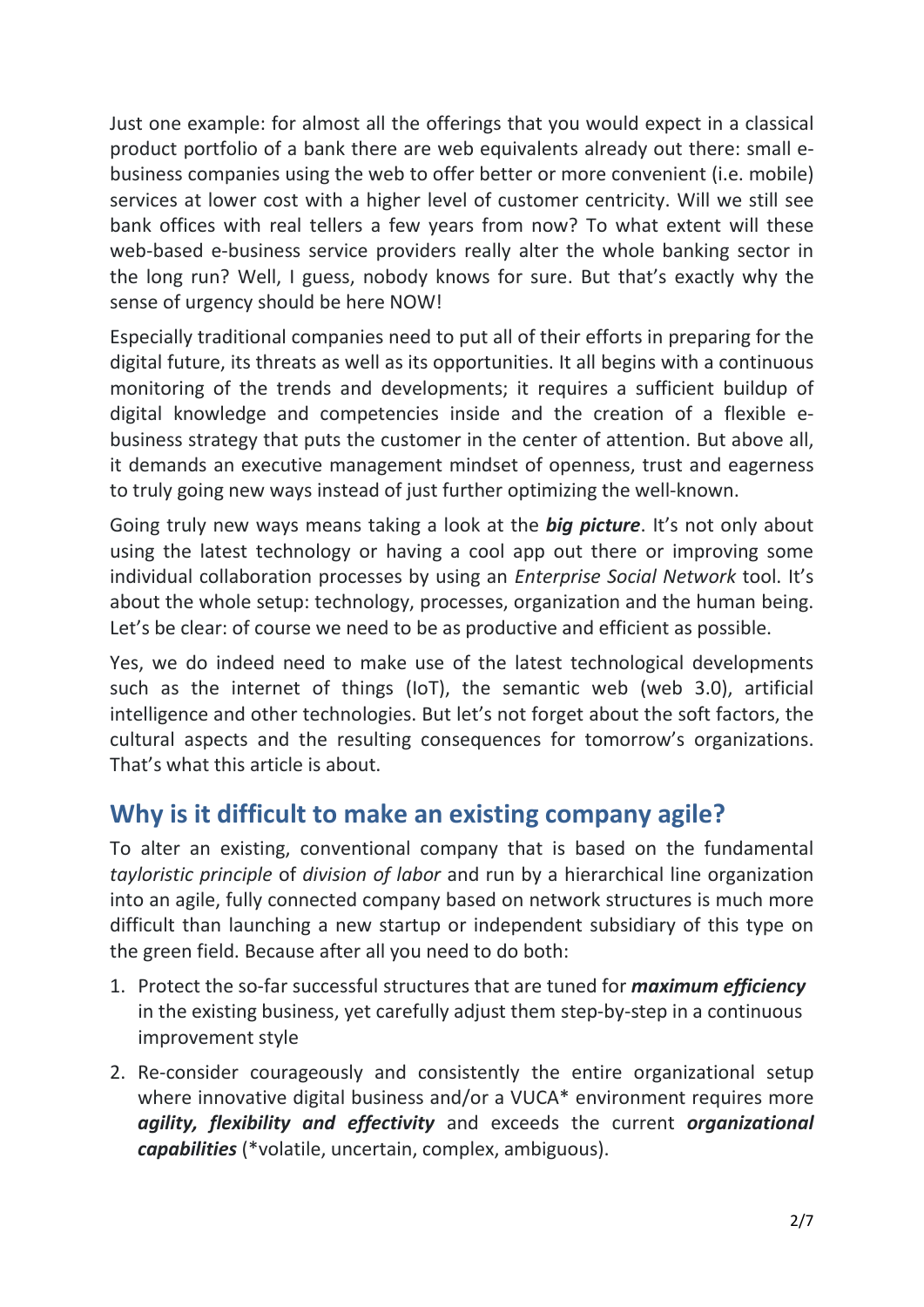Just one example: for almost all the offerings that you would expect in a classical product portfolio of a bank there are web equivalents already out there: small e-business companies using the web to offer better or more convenient (i.e. mobile) services at lower cost with a higher level of customer centricity. Will we still see bank offices with real tellers a few years from now? To what extent will these web-based e-business service providers really alter the whole banking sector in the long run? Well, I guess, nobody knows for sure. But that's exactly why the sense of urgency should be here NOW!

Especially traditional companies need to put all of their efforts in preparing for the digital future, its threats as well as its opportunities. It all begins with a continuous monitoring of the trends and developments; it requires a sufficient buildup of digital knowledge and competencies inside and the creation of a flexible e-business strategy that puts the customer in the center of attention. But above all, it demands an executive management mindset of openness, trust and eagerness to truly going new ways instead of just further optimizing the well-known.

Going truly new ways means taking a look at the ***big picture***. It's not only about using the latest technology or having a cool app out there or improving some individual collaboration processes by using an *Enterprise Social Network* tool. It's about the whole setup: technology, processes, organization and the human being. Let's be clear: of course we need to be as productive and efficient as possible.

Yes, we do indeed need to make use of the latest technological developments such as the internet of things (IoT), the semantic web (web 3.0), artificial intelligence and other technologies. But let's not forget about the soft factors, the cultural aspects and the resulting consequences for tomorrow's organizations. That's what this article is about.

## Why is it difficult to make an existing company agile?

To alter an existing, conventional company that is based on the fundamental *tayloristic principle* of *division of labor* and run by a hierarchical line organization into an agile, fully connected company based on network structures is much more difficult than launching a new startup or independent subsidiary of this type on the green field. Because after all you need to do both:

1. Protect the so-far successful structures that are tuned for ***maximum efficiency*** in the existing business, yet carefully adjust them step-by-step in a continuous improvement style
2. Re-consider courageously and consistently the entire organizational setup where innovative digital business and/or a VUCA* environment requires more ***agility, flexibility and effectivity*** and exceeds the current ***organizational capabilities*** (*volatile, uncertain, complex, ambiguous).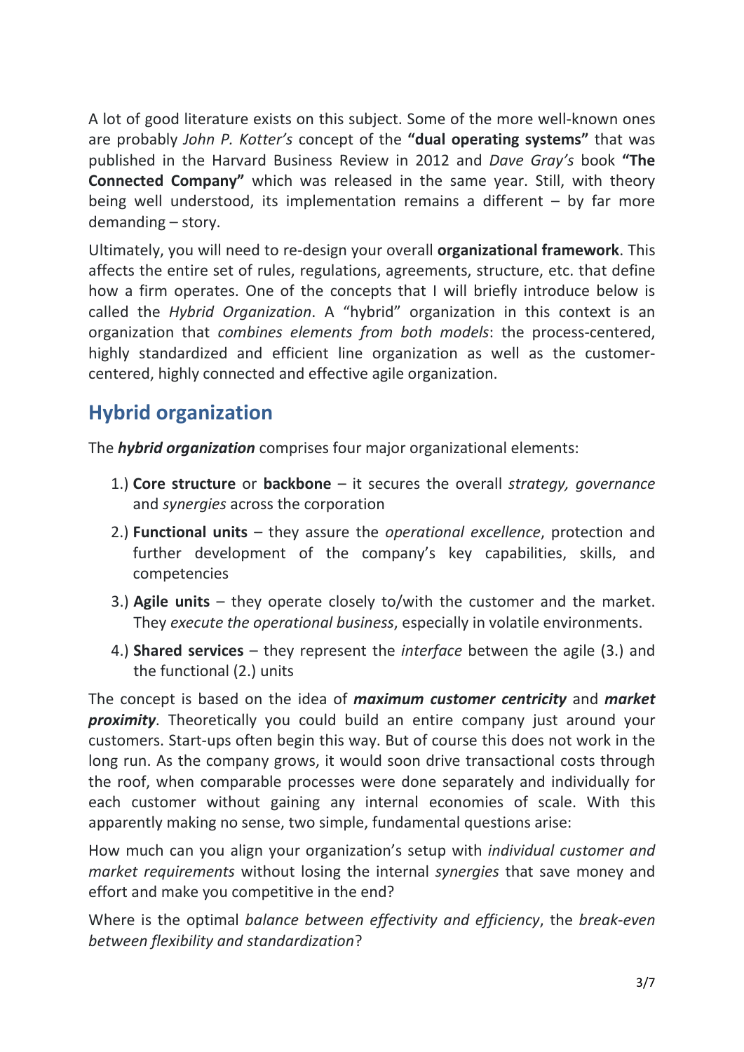A lot of good literature exists on this subject. Some of the more well-known ones are probably *John P. Kotter's* concept of the **"dual operating systems"** that was published in the Harvard Business Review in 2012 and *Dave Gray's* book **"The Connected Company"** which was released in the same year. Still, with theory being well understood, its implementation remains a different – by far more demanding – story.

Ultimately, you will need to re-design your overall **organizational framework**. This affects the entire set of rules, regulations, agreements, structure, etc. that define how a firm operates. One of the concepts that I will briefly introduce below is called the *Hybrid Organization*. A "hybrid" organization in this context is an organization that *combines elements from both models*: the process-centered, highly standardized and efficient line organization as well as the customer-centered, highly connected and effective agile organization.

## Hybrid organization

The ***hybrid organization*** comprises four major organizational elements:

1.) **Core structure** or **backbone** – it secures the overall *strategy, governance* and *synergies* across the corporation

2.) **Functional units** – they assure the *operational excellence*, protection and further development of the company's key capabilities, skills, and competencies

3.) **Agile units** – they operate closely to/with the customer and the market. They *execute the operational business*, especially in volatile environments.

4.) **Shared services** – they represent the *interface* between the agile (3.) and the functional (2.) units

The concept is based on the idea of ***maximum customer centricity*** and ***market proximity***. Theoretically you could build an entire company just around your customers. Start-ups often begin this way. But of course this does not work in the long run. As the company grows, it would soon drive transactional costs through the roof, when comparable processes were done separately and individually for each customer without gaining any internal economies of scale. With this apparently making no sense, two simple, fundamental questions arise:

How much can you align your organization's setup with *individual customer and market requirements* without losing the internal *synergies* that save money and effort and make you competitive in the end?

Where is the optimal *balance between effectivity and efficiency*, the *break-even between flexibility and standardization*?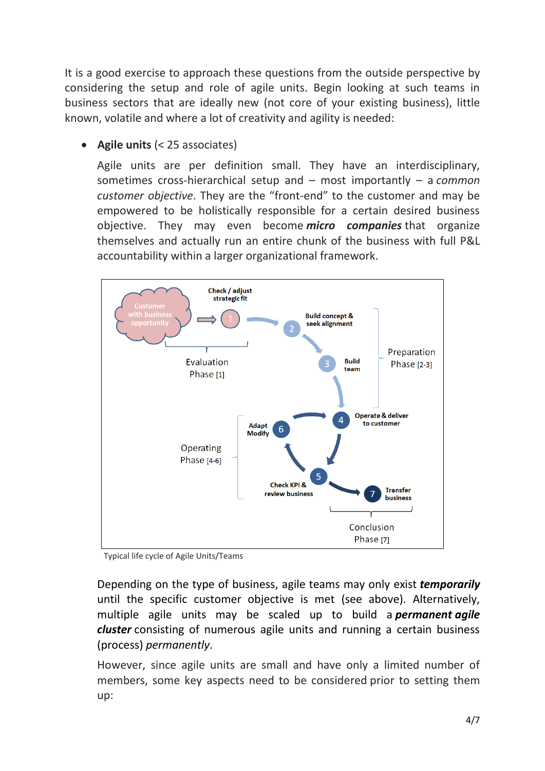It is a good exercise to approach these questions from the outside perspective by considering the setup and role of agile units. Begin looking at such teams in business sectors that are ideally new (not core of your existing business), little known, volatile and where a lot of creativity and agility is needed:

- **Agile units** (< 25 associates)

  Agile units are per definition small. They have an interdisciplinary, sometimes cross-hierarchical setup and – most importantly – a *common customer objective*. They are the "front-end" to the customer and may be empowered to be holistically responsible for a certain desired business objective. They may even become ***micro companies*** that organize themselves and actually run an entire chunk of the business with full P&L accountability within a larger organizational framework.

Typical life cycle of Agile Units/Teams

Depending on the type of business, agile teams may only exist ***temporarily*** until the specific customer objective is met (see above). Alternatively, multiple agile units may be scaled up to build a ***permanent agile cluster*** consisting of numerous agile units and running a certain business (process) *permanently*.

However, since agile units are small and have only a limited number of members, some key aspects need to be considered prior to setting them up: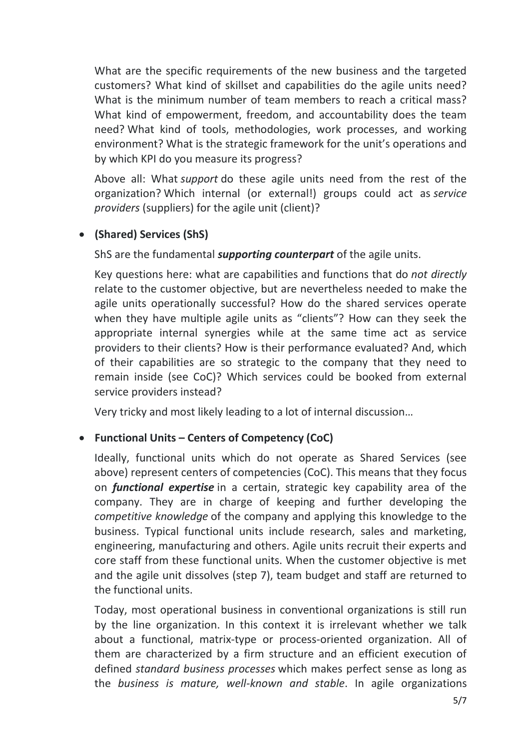What are the specific requirements of the new business and the targeted customers? What kind of skillset and capabilities do the agile units need? What is the minimum number of team members to reach a critical mass? What kind of empowerment, freedom, and accountability does the team need? What kind of tools, methodologies, work processes, and working environment? What is the strategic framework for the unit's operations and by which KPI do you measure its progress?

Above all: What *support* do these agile units need from the rest of the organization? Which internal (or external!) groups could act as *service providers* (suppliers) for the agile unit (client)?

- **(Shared) Services (ShS)**

  ShS are the fundamental ***supporting counterpart*** of the agile units.

  Key questions here: what are capabilities and functions that do *not directly* relate to the customer objective, but are nevertheless needed to make the agile units operationally successful? How do the shared services operate when they have multiple agile units as "clients"? How can they seek the appropriate internal synergies while at the same time act as service providers to their clients? How is their performance evaluated? And, which of their capabilities are so strategic to the company that they need to remain inside (see CoC)? Which services could be booked from external service providers instead?

  Very tricky and most likely leading to a lot of internal discussion…

- **Functional Units – Centers of Competency (CoC)**

  Ideally, functional units which do not operate as Shared Services (see above) represent centers of competencies (CoC). This means that they focus on ***functional expertise*** in a certain, strategic key capability area of the company. They are in charge of keeping and further developing the *competitive knowledge* of the company and applying this knowledge to the business. Typical functional units include research, sales and marketing, engineering, manufacturing and others. Agile units recruit their experts and core staff from these functional units. When the customer objective is met and the agile unit dissolves (step 7), team budget and staff are returned to the functional units.

  Today, most operational business in conventional organizations is still run by the line organization. In this context it is irrelevant whether we talk about a functional, matrix-type or process-oriented organization. All of them are characterized by a firm structure and an efficient execution of defined *standard business processes* which makes perfect sense as long as the *business is mature, well-known and stable*. In agile organizations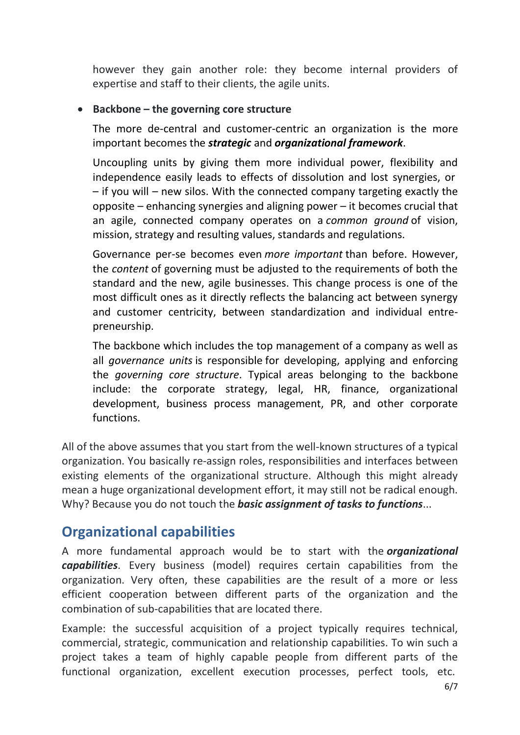however they gain another role: they become internal providers of expertise and staff to their clients, the agile units.

- **Backbone – the governing core structure**

  The more de-central and customer-centric an organization is the more important becomes the ***strategic*** and ***organizational framework***.

  Uncoupling units by giving them more individual power, flexibility and independence easily leads to effects of dissolution and lost synergies, or – if you will – new silos. With the connected company targeting exactly the opposite – enhancing synergies and aligning power – it becomes crucial that an agile, connected company operates on a *common ground* of vision, mission, strategy and resulting values, standards and regulations.

  Governance per-se becomes even *more important* than before. However, the *content* of governing must be adjusted to the requirements of both the standard and the new, agile businesses. This change process is one of the most difficult ones as it directly reflects the balancing act between synergy and customer centricity, between standardization and individual entre-preneurship.

  The backbone which includes the top management of a company as well as all *governance units* is responsible for developing, applying and enforcing the *governing core structure*. Typical areas belonging to the backbone include: the corporate strategy, legal, HR, finance, organizational development, business process management, PR, and other corporate functions.

All of the above assumes that you start from the well-known structures of a typical organization. You basically re-assign roles, responsibilities and interfaces between existing elements of the organizational structure. Although this might already mean a huge organizational development effort, it may still not be radical enough. Why? Because you do not touch the ***basic assignment of tasks to functions***...

## Organizational capabilities

A more fundamental approach would be to start with the ***organizational capabilities***. Every business (model) requires certain capabilities from the organization. Very often, these capabilities are the result of a more or less efficient cooperation between different parts of the organization and the combination of sub-capabilities that are located there.

Example: the successful acquisition of a project typically requires technical, commercial, strategic, communication and relationship capabilities. To win such a project takes a team of highly capable people from different parts of the functional organization, excellent execution processes, perfect tools, etc.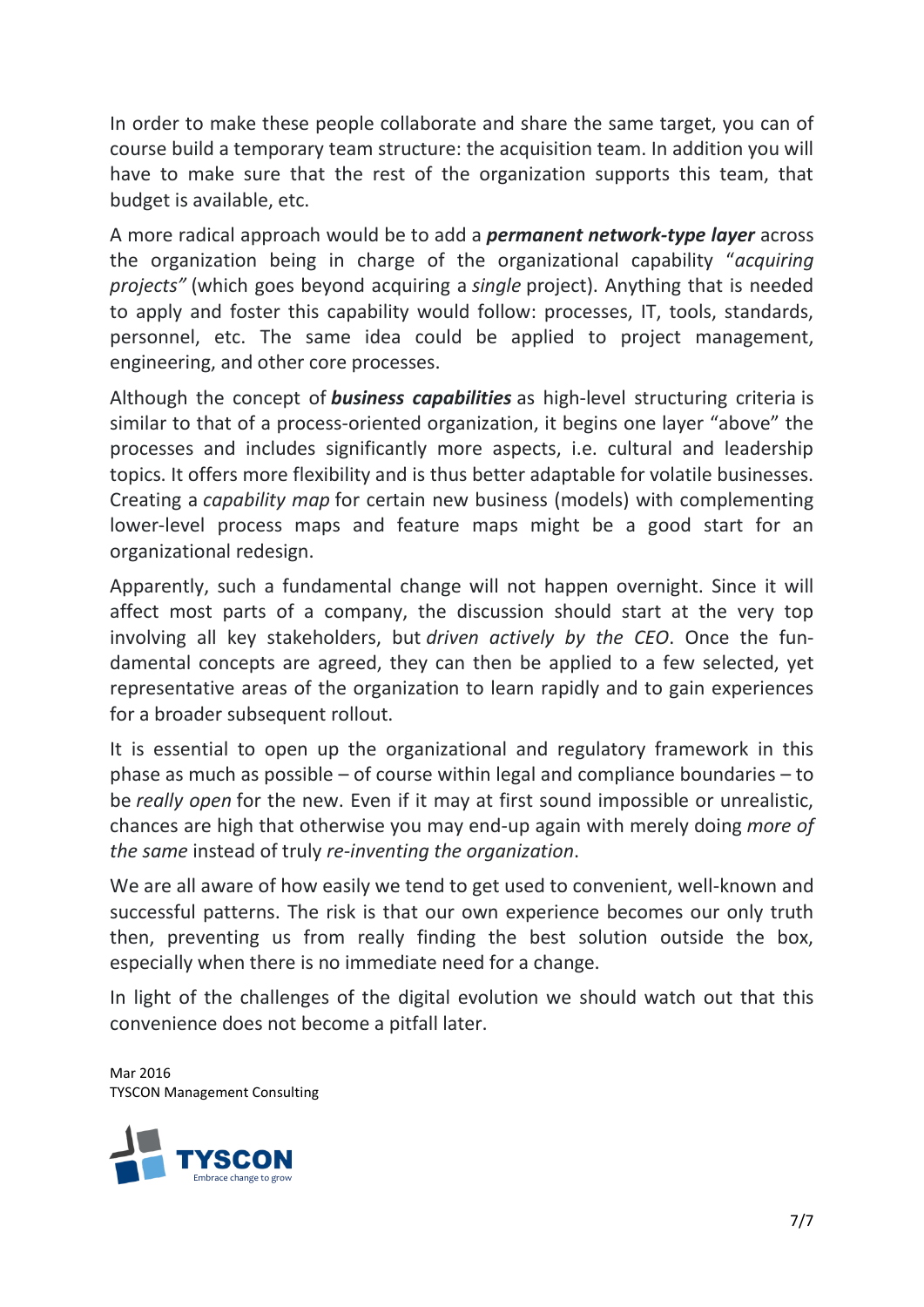In order to make these people collaborate and share the same target, you can of course build a temporary team structure: the acquisition team. In addition you will have to make sure that the rest of the organization supports this team, that budget is available, etc.

A more radical approach would be to add a ***permanent network-type layer*** across the organization being in charge of the organizational capability "*acquiring projects"* (which goes beyond acquiring a *single* project). Anything that is needed to apply and foster this capability would follow: processes, IT, tools, standards, personnel, etc. The same idea could be applied to project management, engineering, and other core processes.

Although the concept of ***business capabilities*** as high-level structuring criteria is similar to that of a process-oriented organization, it begins one layer "above" the processes and includes significantly more aspects, i.e. cultural and leadership topics. It offers more flexibility and is thus better adaptable for volatile businesses. Creating a *capability map* for certain new business (models) with complementing lower-level process maps and feature maps might be a good start for an organizational redesign.

Apparently, such a fundamental change will not happen overnight. Since it will affect most parts of a company, the discussion should start at the very top involving all key stakeholders, but *driven actively by the CEO*. Once the fundamental concepts are agreed, they can then be applied to a few selected, yet representative areas of the organization to learn rapidly and to gain experiences for a broader subsequent rollout.

It is essential to open up the organizational and regulatory framework in this phase as much as possible – of course within legal and compliance boundaries – to be *really open* for the new. Even if it may at first sound impossible or unrealistic, chances are high that otherwise you may end-up again with merely doing *more of the same* instead of truly *re-inventing the organization*.

We are all aware of how easily we tend to get used to convenient, well-known and successful patterns. The risk is that our own experience becomes our only truth then, preventing us from really finding the best solution outside the box, especially when there is no immediate need for a change.

In light of the challenges of the digital evolution we should watch out that this convenience does not become a pitfall later.

Mar 2016
TYSCON Management Consulting

TYSCON
Embrace change to grow